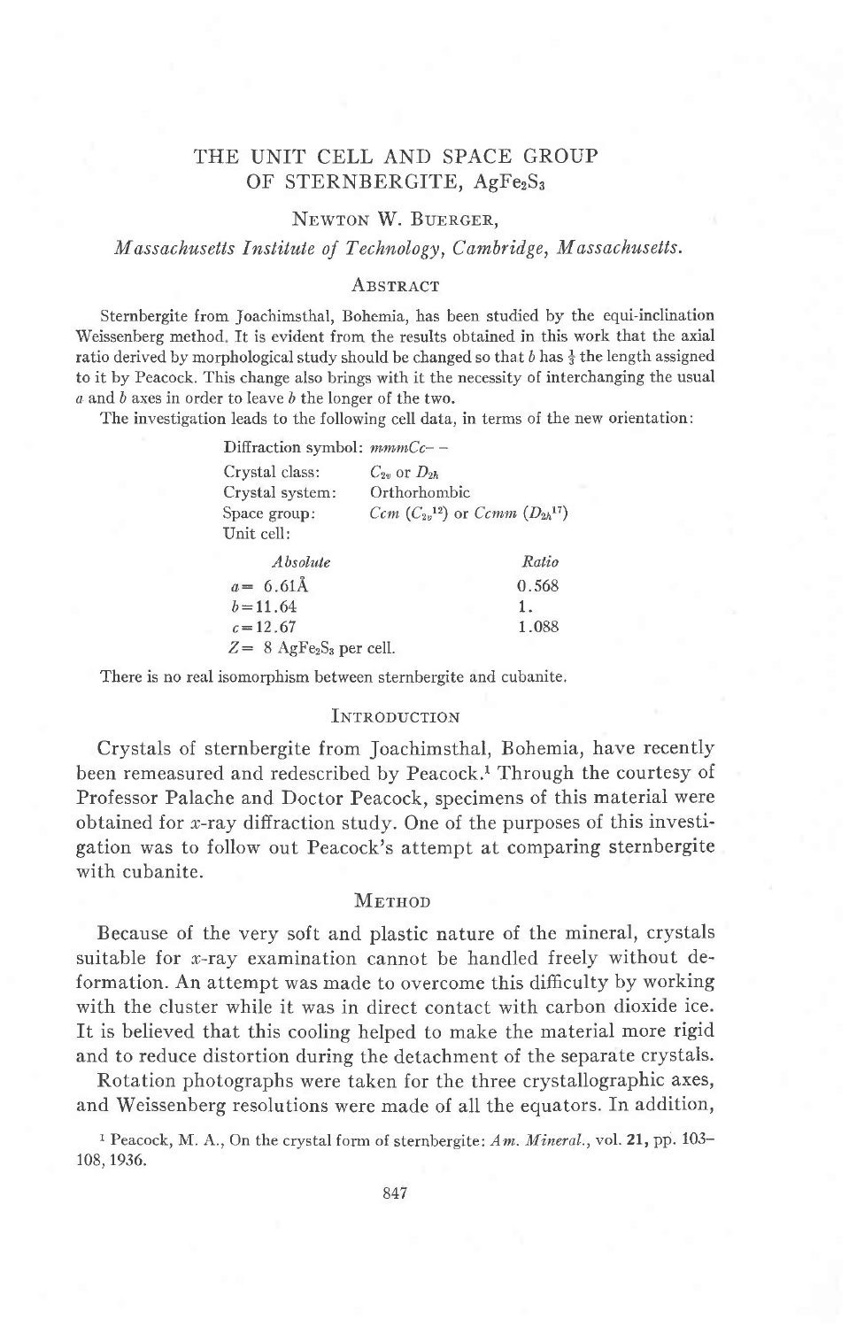# THE UNIT CELL AND SPACE GROUP OF STERNBERGITE, $AgFe_2S_3$

NEWTON W. BUERGER,

*Massachusetts Institute of Technology, Cambridge, Massachusetts.*

## ABSTRACT

Sternbergite from Joachimsthal, Bohemia, has been studied by the equi-inclination Weissenberg method. It is evident from the results obtained in this work that the axial ratio derived by morphological study should be changed so that $b$ has $\frac{1}{3}$ the length assigned to it by Peacock. This change also brings with it the necessity of interchanging the usual $a$ and $b$ axes in order to leave $b$ the longer of the two.

The investigation leads to the following cell data, in terms of the new orientation:

Diffraction symbol: *mmmCc– –*

Crystal class: $C_{2v}$ or $D_{2h}$

Crystal system: Orthorhombic

Space group: *Ccm* ($C_{2v}^{12}$) or *Ccmm* ($D_{2h}^{17}$)

Unit cell:

| *Absolute* | *Ratio* |
|---|---|
| $a = 6.61$Å | 0.568 |
| $b = 11.64$ | 1. |
| $c = 12.67$ | 1.088 |

$Z = 8$ $AgFe_2S_3$ per cell.

There is no real isomorphism between sternbergite and cubanite.

## INTRODUCTION

Crystals of sternbergite from Joachimsthal, Bohemia, have recently been remeasured and redescribed by Peacock.[1] Through the courtesy of Professor Palache and Doctor Peacock, specimens of this material were obtained for $x$-ray diffraction study. One of the purposes of this investigation was to follow out Peacock's attempt at comparing sternbergite with cubanite.

## METHOD

Because of the very soft and plastic nature of the mineral, crystals suitable for $x$-ray examination cannot be handled freely without deformation. An attempt was made to overcome this difficulty by working with the cluster while it was in direct contact with carbon dioxide ice. It is believed that this cooling helped to make the material more rigid and to reduce distortion during the detachment of the separate crystals.

Rotation photographs were taken for the three crystallographic axes, and Weissenberg resolutions were made of all the equators. In addition,

[1] Peacock, M. A., On the crystal form of sternbergite: *Am. Mineral.*, vol. **21**, pp. 103–108, 1936.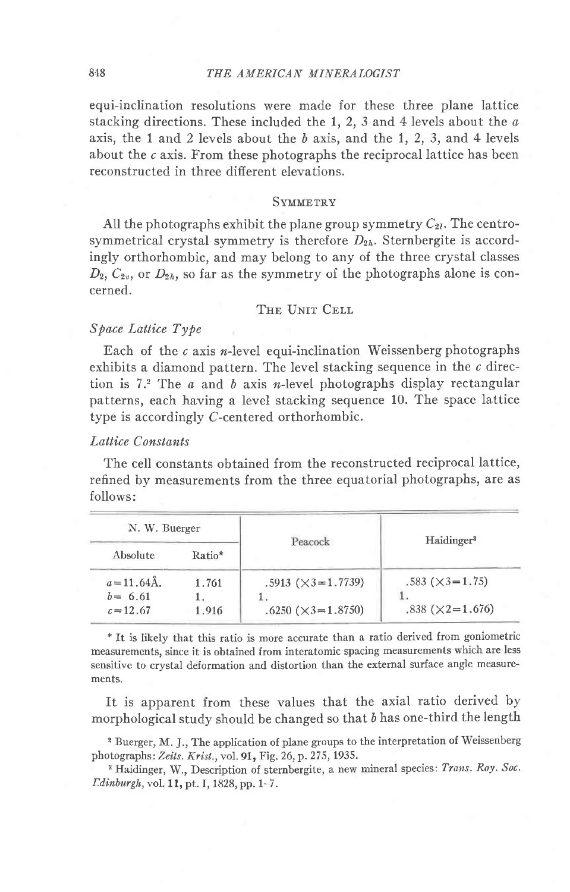equi-inclination resolutions were made for these three plane lattice stacking directions. These included the 1, 2, 3 and 4 levels about the $a$ axis, the 1 and 2 levels about the $b$ axis, and the 1, 2, 3, and 4 levels about the $c$ axis. From these photographs the reciprocal lattice has been reconstructed in three different elevations.

## Symmetry

All the photographs exhibit the plane group symmetry $C_{2l}$. The centrosymmetrical crystal symmetry is therefore $D_{2h}$. Sternbergite is accordingly orthorhombic, and may belong to any of the three crystal classes $D_2$, $C_{2v}$, or $D_{2h}$, so far as the symmetry of the photographs alone is concerned.

## The Unit Cell

### *Space Lattice Type*

Each of the $c$ axis $n$-level equi-inclination Weissenberg photographs exhibits a diamond pattern. The level stacking sequence in the $c$ direction is 7.[2] The $a$ and $b$ axis $n$-level photographs display rectangular patterns, each having a level stacking sequence 10. The space lattice type is accordingly $C$-centered orthorhombic.

### *Lattice Constants*

The cell constants obtained from the reconstructed reciprocal lattice, refined by measurements from the three equatorial photographs, are as follows:

| N. W. Buerger | | Peacock | Haidinger[3] |
|---|---|---|---|
| Absolute | Ratio* | | |
| $a$=11.64Å. | 1.761 | .5913 (×3=1.7739) | .583 (×3=1.75) |
| $b$= 6.61 | 1. | 1. | 1. |
| $c$=12.67 | 1.916 | .6250 (×3=1.8750) | .838 (×2=1.676) |

\* It is likely that this ratio is more accurate than a ratio derived from goniometric measurements, since it is obtained from interatomic spacing measurements which are less sensitive to crystal deformation and distortion than the external surface angle measurements.

It is apparent from these values that the axial ratio derived by morphological study should be changed so that $b$ has one-third the length

[2] Buerger, M. J., The application of plane groups to the interpretation of Weissenberg photographs: *Zeits. Krist.*, vol. **91**, Fig. 26, p. 275, 1935.

[3] Haidinger, W., Description of sternbergite, a new mineral species: *Trans. Roy. Soc. Edinburgh*, vol. **11**, pt. I, 1828, pp. 1–7.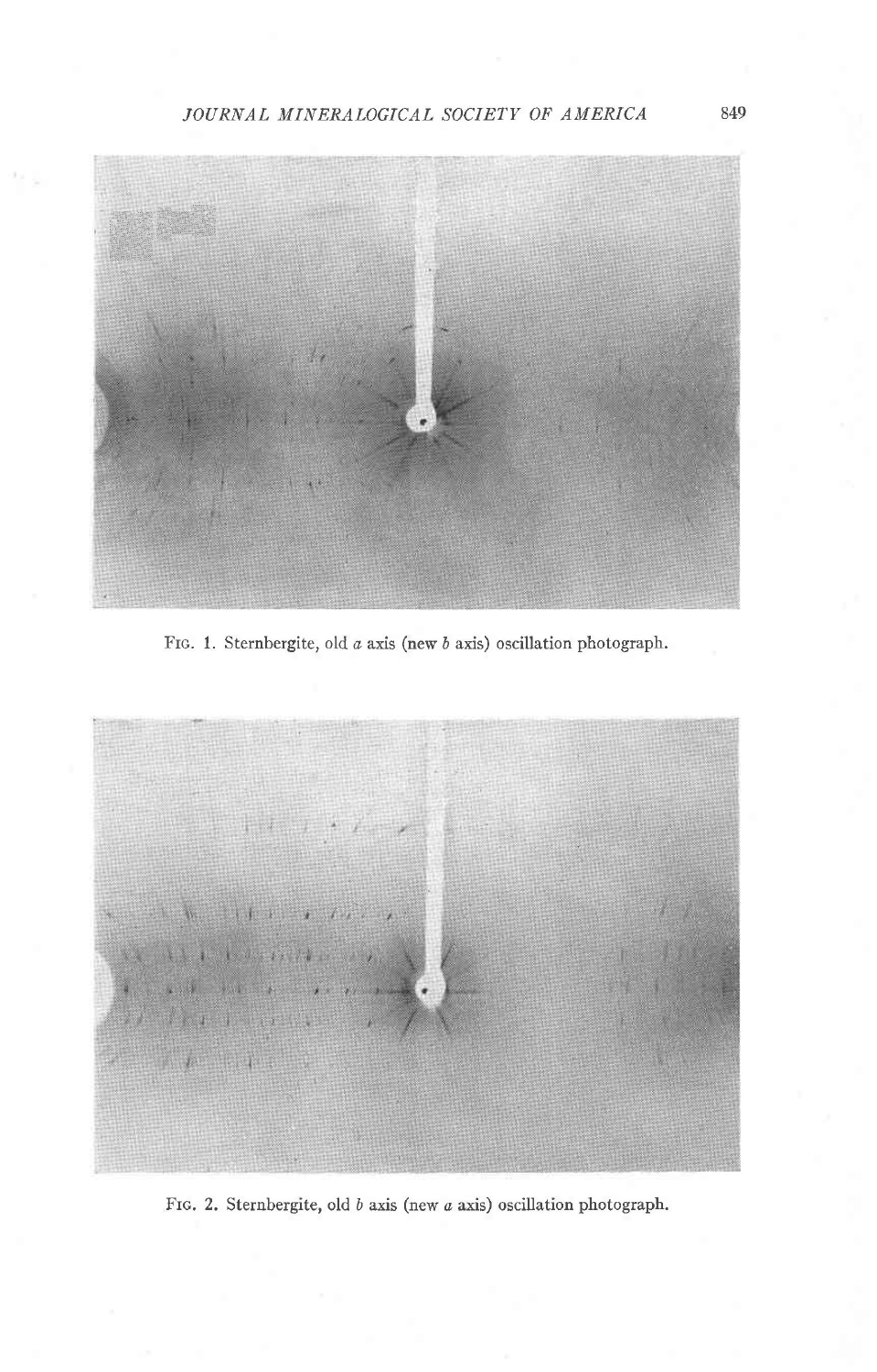FIG. 1. Sternbergite, old $a$ axis (new $b$ axis) oscillation photograph.

FIG. 2. Sternbergite, old $b$ axis (new $a$ axis) oscillation photograph.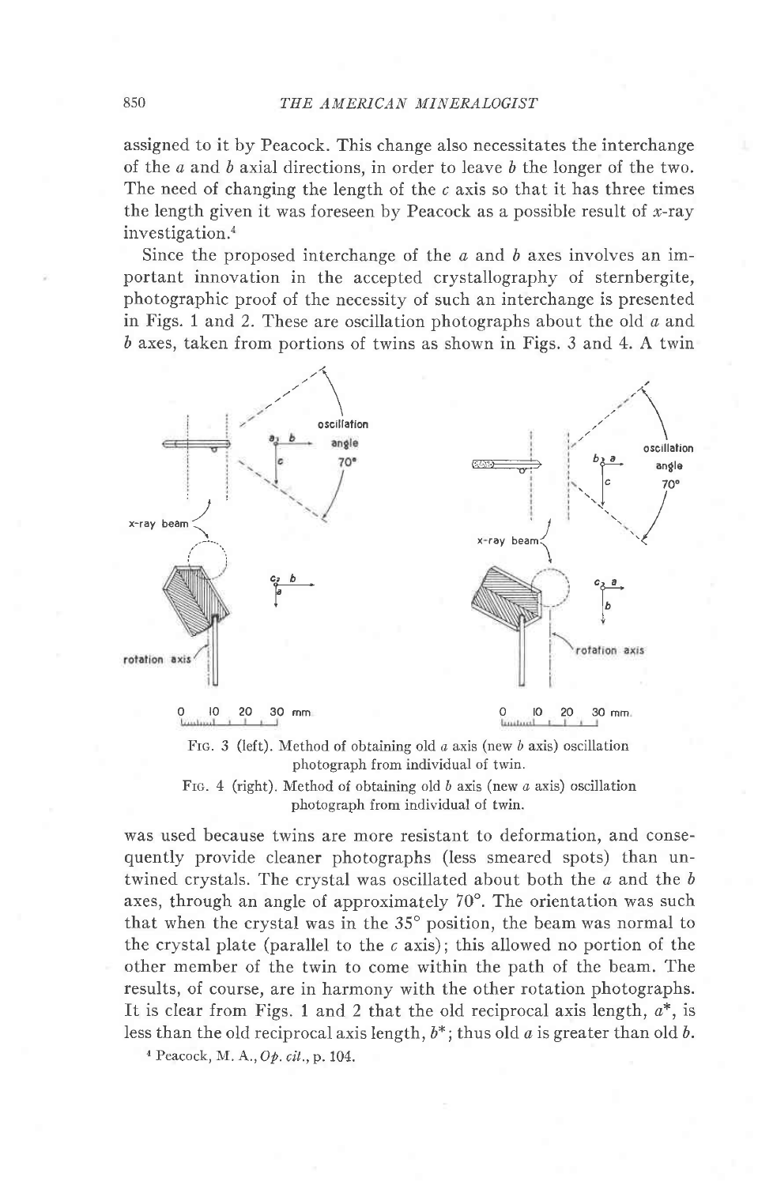assigned to it by Peacock. This change also necessitates the interchange of the *a* and *b* axial directions, in order to leave *b* the longer of the two. The need of changing the length of the *c* axis so that it has three times the length given it was foreseen by Peacock as a possible result of *x*-ray investigation.[4]

Since the proposed interchange of the *a* and *b* axes involves an important innovation in the accepted crystallography of sternbergite, photographic proof of the necessity of such an interchange is presented in Figs. 1 and 2. These are oscillation photographs about the old *a* and *b* axes, taken from portions of twins as shown in Figs. 3 and 4. A twin was used because twins are more resistant to deformation, and consequently provide cleaner photographs (less smeared spots) than untwined crystals. The crystal was oscillated about both the *a* and the *b* axes, through an angle of approximately 70°. The orientation was such that when the crystal was in the 35° position, the beam was normal to the crystal plate (parallel to the *c* axis); this allowed no portion of the other member of the twin to come within the path of the beam. The results, of course, are in harmony with the other rotation photographs. It is clear from Figs. 1 and 2 that the old reciprocal axis length, $a^*$, is less than the old reciprocal axis length, $b^*$; thus old *a* is greater than old *b*.

Fig. 3 (left). Method of obtaining old *a* axis (new *b* axis) oscillation photograph from individual of twin.

Fig. 4 (right). Method of obtaining old *b* axis (new *a* axis) oscillation photograph from individual of twin.

[4] Peacock, M. A., *Op. cit.*, p. 104.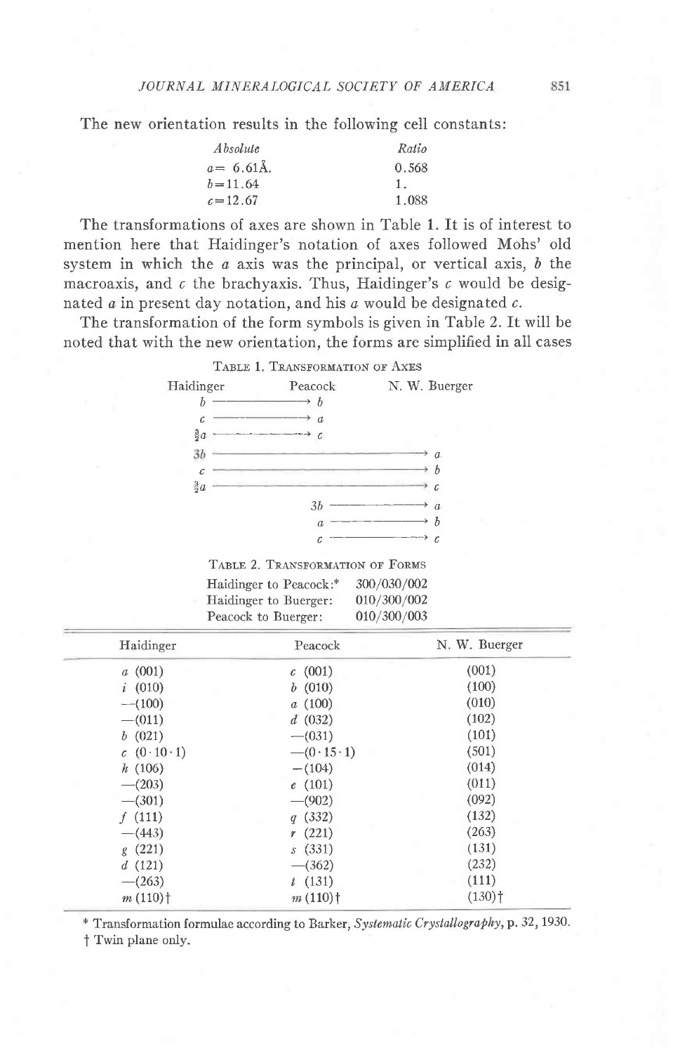The new orientation results in the following cell constants:

| *Absolute* | *Ratio* |
|---|---|
| $a = 6.61$Å. | 0.568 |
| $b = 11.64$ | 1. |
| $c = 12.67$ | 1.088 |

The transformations of axes are shown in Table 1. It is of interest to mention here that Haidinger's notation of axes followed Mohs' old system in which the *a* axis was the principal, or vertical axis, *b* the macroaxis, and *c* the brachyaxis. Thus, Haidinger's *c* would be designated *a* in present day notation, and his *a* would be designated *c*.

The transformation of the form symbols is given in Table 2. It will be noted that with the new orientation, the forms are simplified in all cases

TABLE 1. TRANSFORMATION OF AXES

| Haidinger | Peacock | N. W. Buerger |
|---|---|---|
| $b$ ⟶ | $b$ | |
| $c$ ⟶ | $a$ | |
| $\frac{3}{2}a$ ⟶ | $c$ | |
| $3b$ ⟶ | ⟶ | $a$ |
| $c$ ⟶ | ⟶ | $b$ |
| $\frac{3}{2}a$ ⟶ | ⟶ | $c$ |
| | $3b$ ⟶ | $a$ |
| | $a$ ⟶ | $b$ |
| | $c$ ⟶ | $c$ |

TABLE 2. TRANSFORMATION OF FORMS

Haidinger to Peacock:* 300/030/002
Haidinger to Buerger: 010/300/002
Peacock to Buerger: 010/300/003

| Haidinger | Peacock | N. W. Buerger |
|---|---|---|
| *a* (001) | *c* (001) | (001) |
| *i* (010) | *b* (010) | (100) |
| —(100) | *a* (100) | (010) |
| —(011) | *d* (032) | (102) |
| *b* (021) | —(031) | (101) |
| *c* (0·10·1) | —(0·15·1) | (501) |
| *h* (106) | —(104) | (014) |
| —(203) | *e* (101) | (011) |
| —(301) | —(902) | (092) |
| *f* (111) | *q* (332) | (132) |
| —(443) | *r* (221) | (263) |
| *g* (221) | *s* (331) | (131) |
| *d* (121) | —(362) | (232) |
| —(263) | *t* (131) | (111) |
| *m* (110)† | *m* (110)† | (130)† |

\* Transformation formulae according to Barker, *Systematic Crystallography*, p. 32, 1930.

† Twin plane only.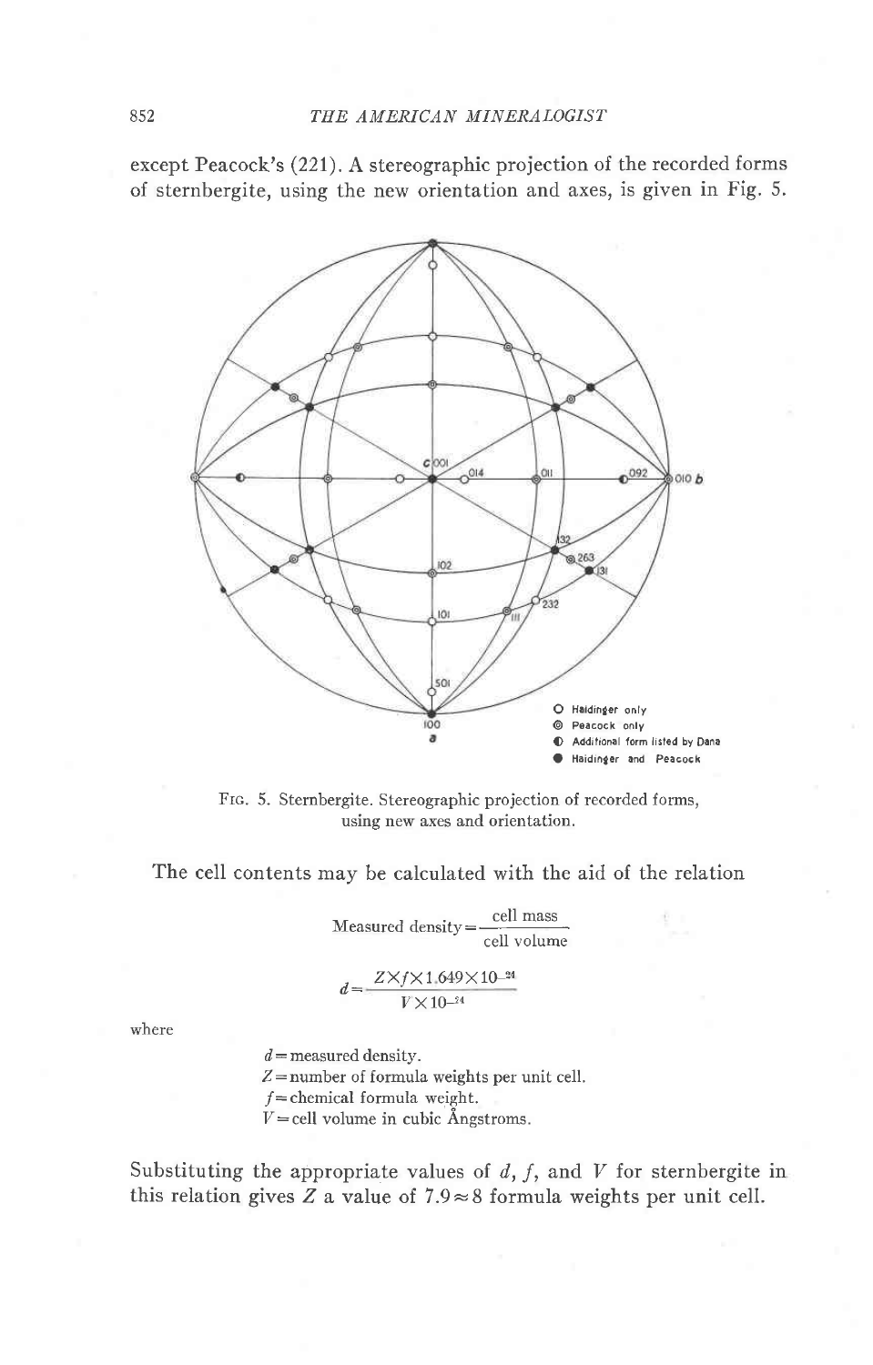except Peacock's (221). A stereographic projection of the recorded forms of sternbergite, using the new orientation and axes, is given in Fig. 5.

FIG. 5. Sternbergite. Stereographic projection of recorded forms, using new axes and orientation.

The cell contents may be calculated with the aid of the relation

$$\text{Measured density} = \frac{\text{cell mass}}{\text{cell volume}}$$

$$d = \frac{Z \times f \times 1.649 \times 10^{-24}}{V \times 10^{-24}}$$

where

$d$ = measured density.
$Z$ = number of formula weights per unit cell.
$f$ = chemical formula weight.
$V$ = cell volume in cubic Ångstroms.

Substituting the appropriate values of $d$, $f$, and $V$ for sternbergite in this relation gives $Z$ a value of $7.9 \approx 8$ formula weights per unit cell.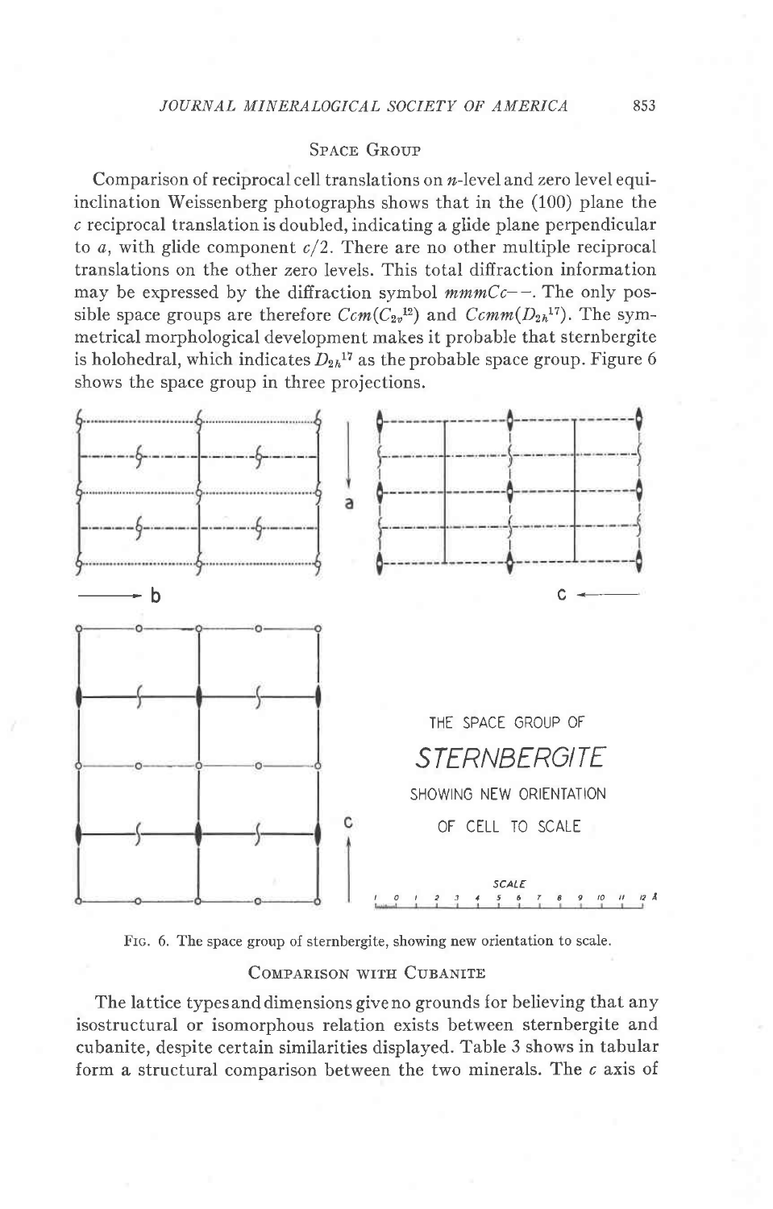## Space Group

Comparison of reciprocal cell translations on $n$-level and zero level equi-inclination Weissenberg photographs shows that in the (100) plane the $c$ reciprocal translation is doubled, indicating a glide plane perpendicular to $a$, with glide component $c/2$. There are no other multiple reciprocal translations on the other zero levels. This total diffraction information may be expressed by the diffraction symbol $mmmCc--$. The only possible space groups are therefore $Ccm(C_{2v}^{12})$ and $Ccmm(D_{2h}^{17})$. The symmetrical morphological development makes it probable that sternbergite is holohedral, which indicates $D_{2h}^{17}$ as the probable space group. Figure 6 shows the space group in three projections.

THE SPACE GROUP OF STERNBERGITE SHOWING NEW ORIENTATION OF CELL TO SCALE

Fig. 6. The space group of sternbergite, showing new orientation to scale.

## Comparison with Cubanite

The lattice types and dimensions give no grounds for believing that any isostructural or isomorphous relation exists between sternbergite and cubanite, despite certain similarities displayed. Table 3 shows in tabular form a structural comparison between the two minerals. The $c$ axis of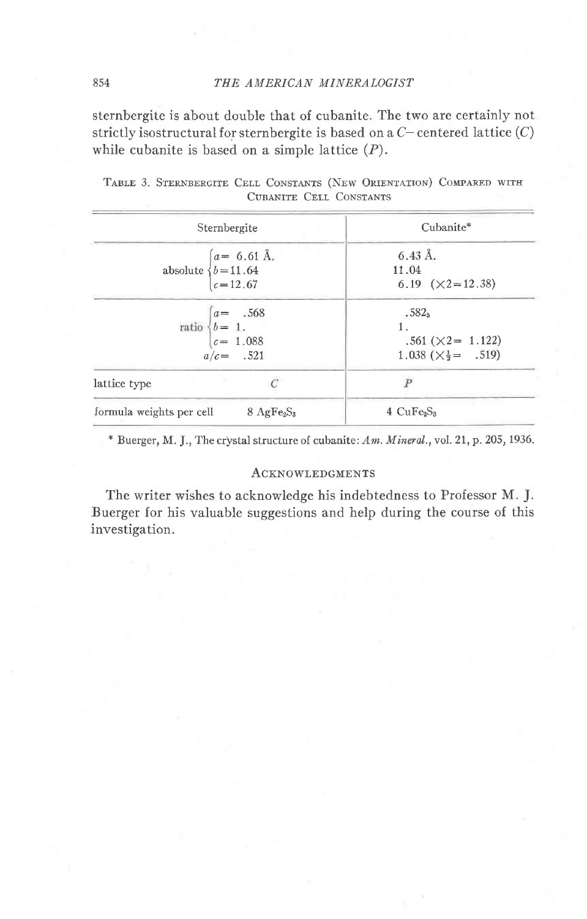sternbergite is about double that of cubanite. The two are certainly not strictly isostructural for sternbergite is based on a $C$– centered lattice ($C$) while cubanite is based on a simple lattice ($P$).

Table 3. Sternbergite Cell Constants (New Orientation) Compared with Cubanite Cell Constants

| | Sternbergite | Cubanite* |
|---|---|---|
| absolute | $a=$ 6.61 Å. | 6.43 Å. |
| | $b=$11.64 | 11.04 |
| | $c=$12.67 | 6.19 ($\times 2=$12.38) |
| ratio | $a=$ .568 | .582$_5$ |
| | $b=$ 1. | 1. |
| | $c=$ 1.088 | .561 ($\times 2=$ 1.122) |
| | $a/c=$ .521 | 1.038 ($\times \frac{1}{2}=$ .519) |
| lattice type | $C$ | $P$ |
| formula weights per cell | 8 $AgFe_2S_3$ | 4 $CuFe_2S_3$ |

\* Buerger, M. J., The crystal structure of cubanite: *Am. Mineral.*, vol. 21, p. 205, 1936.

## Acknowledgments

The writer wishes to acknowledge his indebtedness to Professor M. J. Buerger for his valuable suggestions and help during the course of this investigation.